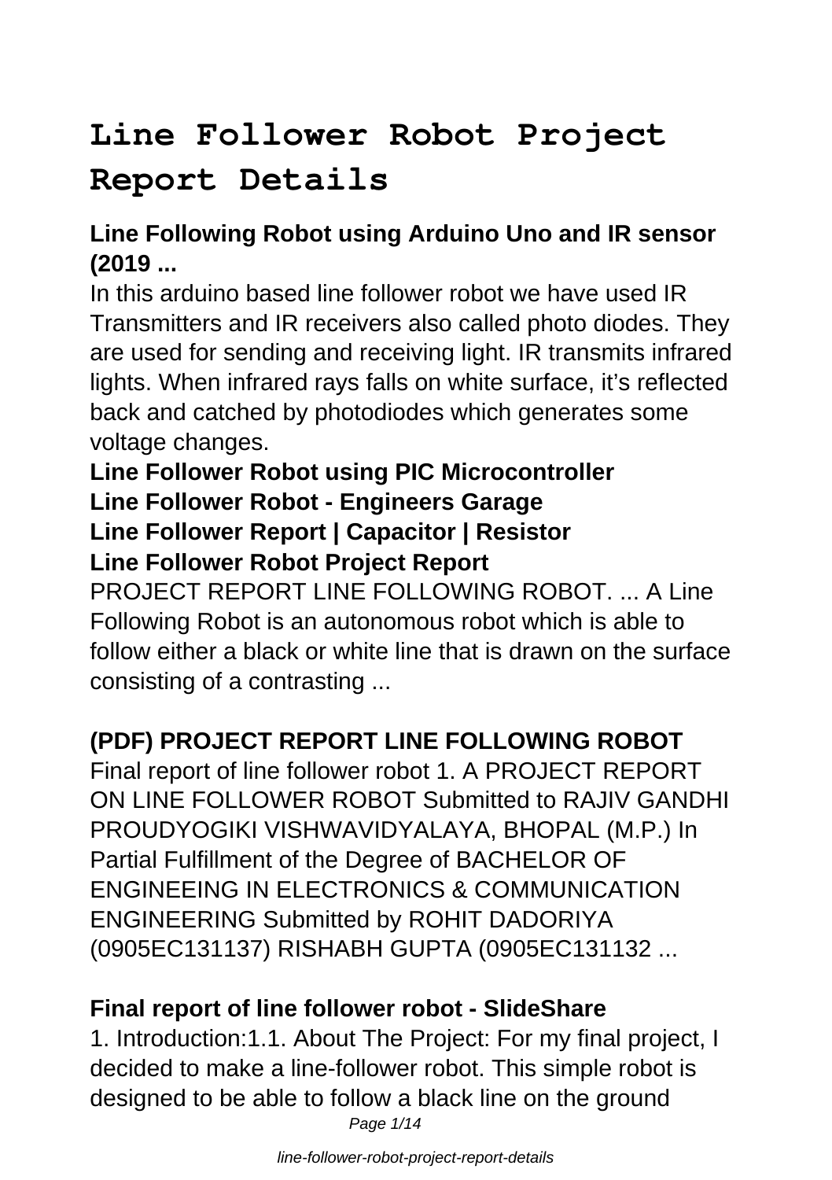# Line Follower Robot Project Report Details

### Line Following Robot using Arduino Uno and IR sensor (2019 ...

In this arduino based line follower robot we have used IR Transmitters and IR receivers also called photo diodes. They are used for sending and receiving light. IR transmits infrared lights. When infrared rays falls on white surface, it's reflected back and catched by photodiodes which generates some voltage changes.

### Line Follower Robot using PIC Microcontroller

### Line Follower Robot - Engineers Garage

### Line Follower Report | Capacitor | Resistor

### Line Follower Robot Project Report

PROJECT REPORT LINE FOLLOWING ROBOT. ... A Line Following Robot is an autonomous robot which is able to follow either a black or white line that is drawn on the surface consisting of a contrasting ...

### (PDF) PROJECT REPORT LINE FOLLOWING ROBOT

Final report of line follower robot 1. A PROJECT REPORT ON LINE FOLLOWER ROBOT Submitted to RAJIV GANDHI PROUDYOGIKI VISHWAVIDYALAYA, BHOPAL (M.P.) In Partial Fulfillment of the Degree of BACHELOR OF ENGINEEING IN ELECTRONICS & COMMUNICATION ENGINEERING Submitted by ROHIT DADORIYA (0905EC131137) RISHABH GUPTA (0905EC131132 ...

### Final report of line follower robot - SlideShare

1. Introduction:1.1. About The Project: For my final project, I decided to make a line-follower robot. This simple robot is designed to be able to follow a black line on the ground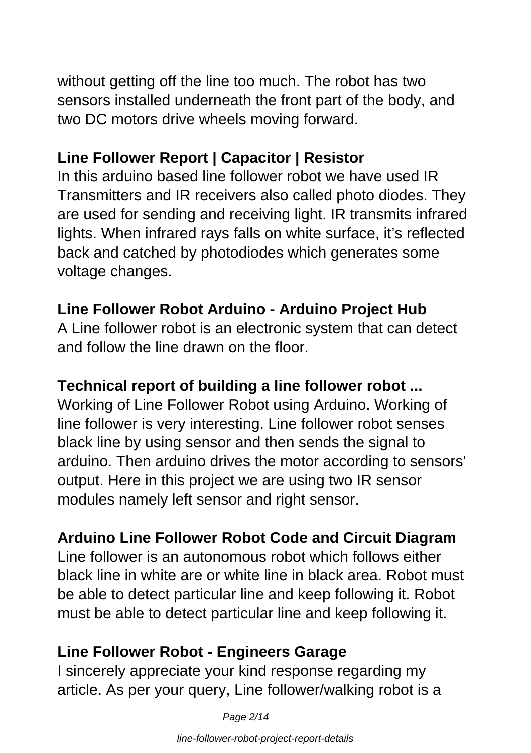without getting off the line too much. The robot has two sensors installed underneath the front part of the body, and two DC motors drive wheels moving forward.

**Line Follower Report | Capacitor | Resistor**

In this arduino based line follower robot we have used IR Transmitters and IR receivers also called photo diodes. They are used for sending and receiving light. IR transmits infrared lights. When infrared rays falls on white surface, it's reflected back and catched by photodiodes which generates some voltage changes.

**Line Follower Robot Arduino - Arduino Project Hub**

A Line follower robot is an electronic system that can detect and follow the line drawn on the floor.

**Technical report of building a line follower robot ...**

Working of Line Follower Robot using Arduino. Working of line follower is very interesting. Line follower robot senses black line by using sensor and then sends the signal to arduino. Then arduino drives the motor according to sensors' output. Here in this project we are using two IR sensor modules namely left sensor and right sensor.

**Arduino Line Follower Robot Code and Circuit Diagram**

Line follower is an autonomous robot which follows either black line in white are or white line in black area. Robot must be able to detect particular line and keep following it. Robot must be able to detect particular line and keep following it.

**Line Follower Robot - Engineers Garage**

I sincerely appreciate your kind response regarding my article. As per your query, Line follower/walking robot is a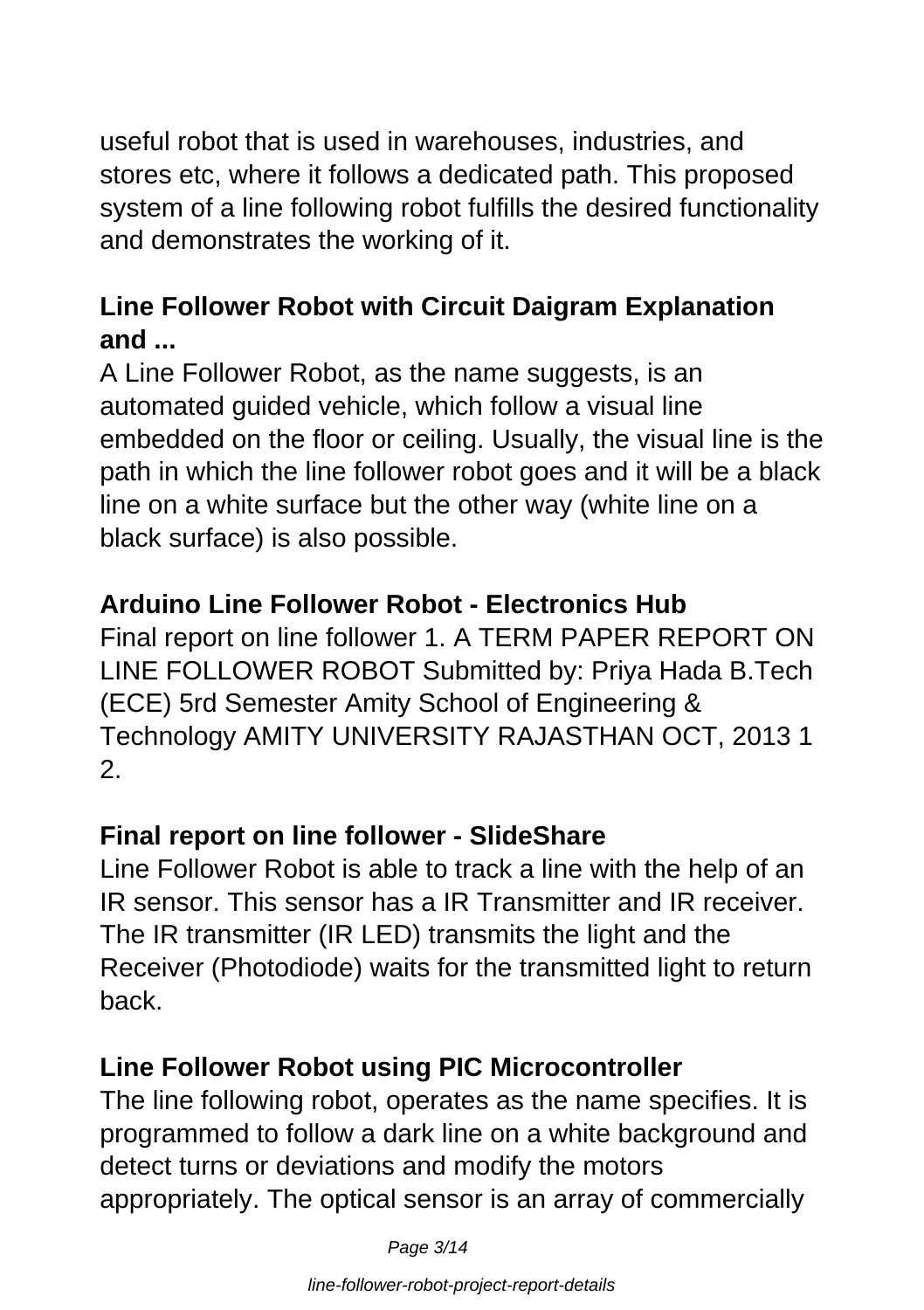useful robot that is used in warehouses, industries, and stores etc, where it follows a dedicated path. This proposed system of a line following robot fulfills the desired functionality and demonstrates the working of it.

**Line Follower Robot with Circuit Daigram Explanation and ...**

A Line Follower Robot, as the name suggests, is an automated guided vehicle, which follow a visual line embedded on the floor or ceiling. Usually, the visual line is the path in which the line follower robot goes and it will be a black line on a white surface but the other way (white line on a black surface) is also possible.

**Arduino Line Follower Robot - Electronics Hub**

Final report on line follower 1. A TERM PAPER REPORT ON LINE FOLLOWER ROBOT Submitted by: Priya Hada B.Tech (ECE) 5rd Semester Amity School of Engineering & Technology AMITY UNIVERSITY RAJASTHAN OCT, 2013 1 2.

**Final report on line follower - SlideShare**

Line Follower Robot is able to track a line with the help of an IR sensor. This sensor has a IR Transmitter and IR receiver. The IR transmitter (IR LED) transmits the light and the Receiver (Photodiode) waits for the transmitted light to return back.

**Line Follower Robot using PIC Microcontroller**

The line following robot, operates as the name specifies. It is programmed to follow a dark line on a white background and detect turns or deviations and modify the motors appropriately. The optical sensor is an array of commercially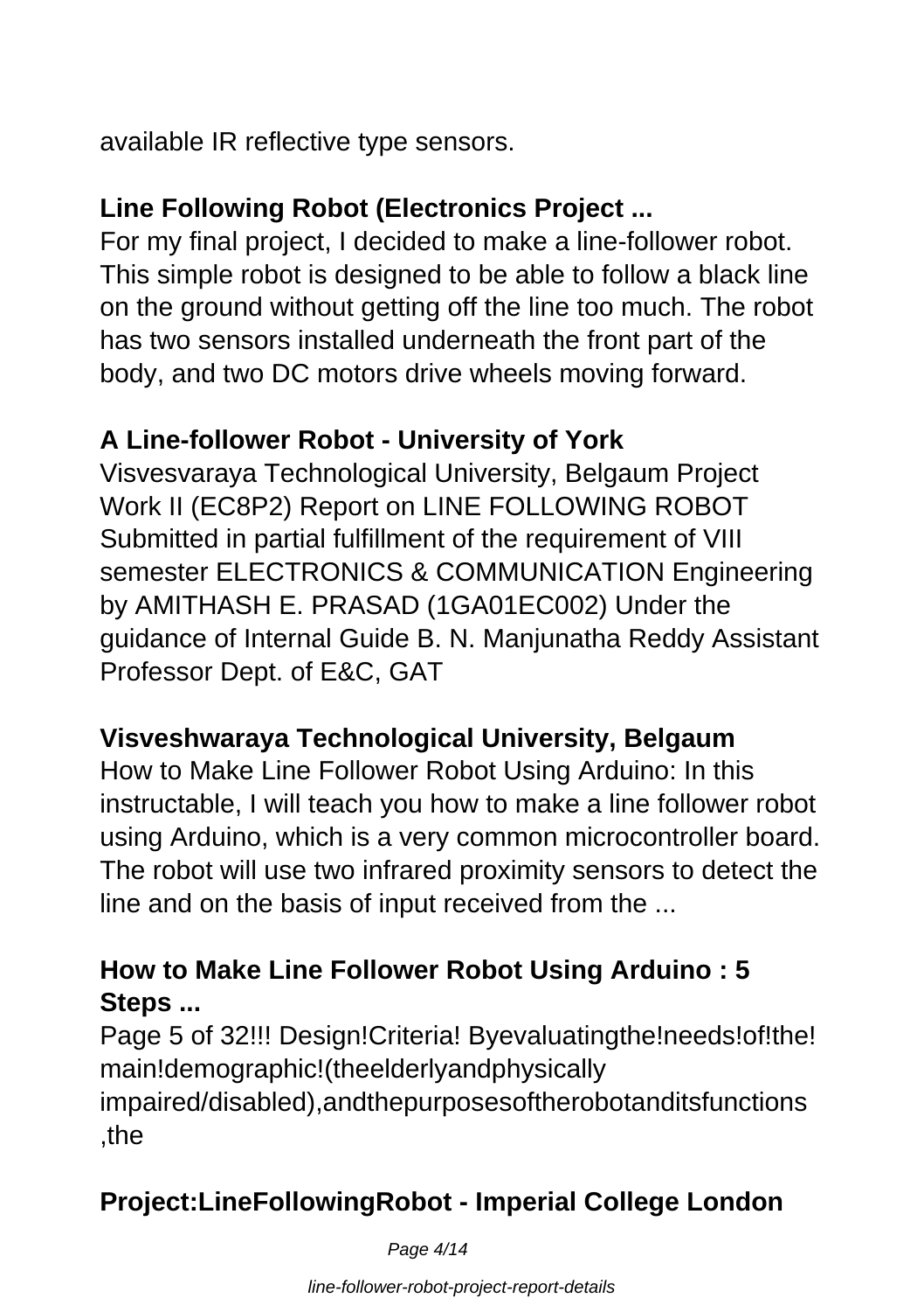available IR reflective type sensors.

## Line Following Robot (Electronics Project ...

For my final project, I decided to make a line-follower robot. This simple robot is designed to be able to follow a black line on the ground without getting off the line too much. The robot has two sensors installed underneath the front part of the body, and two DC motors drive wheels moving forward.

## A Line-follower Robot - University of York

Visvesvaraya Technological University, Belgaum Project Work II (EC8P2) Report on LINE FOLLOWING ROBOT Submitted in partial fulfillment of the requirement of VIII semester ELECTRONICS & COMMUNICATION Engineering by AMITHASH E. PRASAD (1GA01EC002) Under the guidance of Internal Guide B. N. Manjunatha Reddy Assistant Professor Dept. of E&C, GAT

## Visveshwaraya Technological University, Belgaum

How to Make Line Follower Robot Using Arduino: In this instructable, I will teach you how to make a line follower robot using Arduino, which is a very common microcontroller board. The robot will use two infrared proximity sensors to detect the line and on the basis of input received from the ...

## How to Make Line Follower Robot Using Arduino : 5 Steps ...

Page 5 of 32!!! Design!Criteria! Byevaluatingthe!needs!of!the! main!demographic!(theelderlyandphysically impaired/disabled),andthepurposesoftherobotanditsfunctions ,the

## Project:LineFollowingRobot - Imperial College London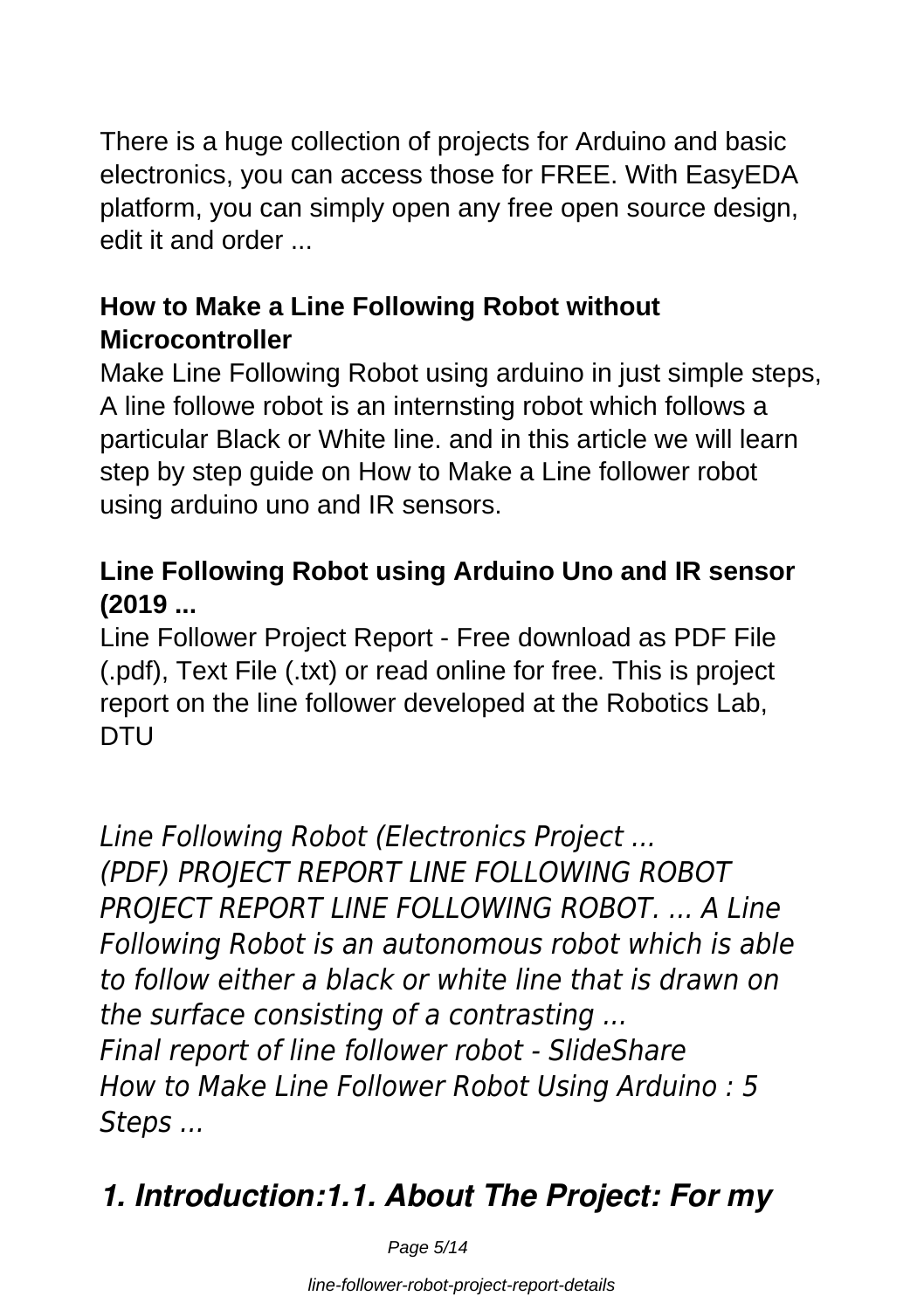There is a huge collection of projects for Arduino and basic electronics, you can access those for FREE. With EasyEDA platform, you can simply open any free open source design, edit it and order ...

### How to Make a Line Following Robot without Microcontroller

Make Line Following Robot using arduino in just simple steps, A line followe robot is an internsting robot which follows a particular Black or White line. and in this article we will learn step by step guide on How to Make a Line follower robot using arduino uno and IR sensors.

### Line Following Robot using Arduino Uno and IR sensor (2019 ...

Line Follower Project Report - Free download as PDF File (.pdf), Text File (.txt) or read online for free. This is project report on the line follower developed at the Robotics Lab, DTU

*Line Following Robot (Electronics Project ...*
*(PDF) PROJECT REPORT LINE FOLLOWING ROBOT PROJECT REPORT LINE FOLLOWING ROBOT. ... A Line Following Robot is an autonomous robot which is able to follow either a black or white line that is drawn on the surface consisting of a contrasting ...*
*Final report of line follower robot - SlideShare*
*How to Make Line Follower Robot Using Arduino : 5 Steps ...*

## *1. Introduction:1.1. About The Project: For my*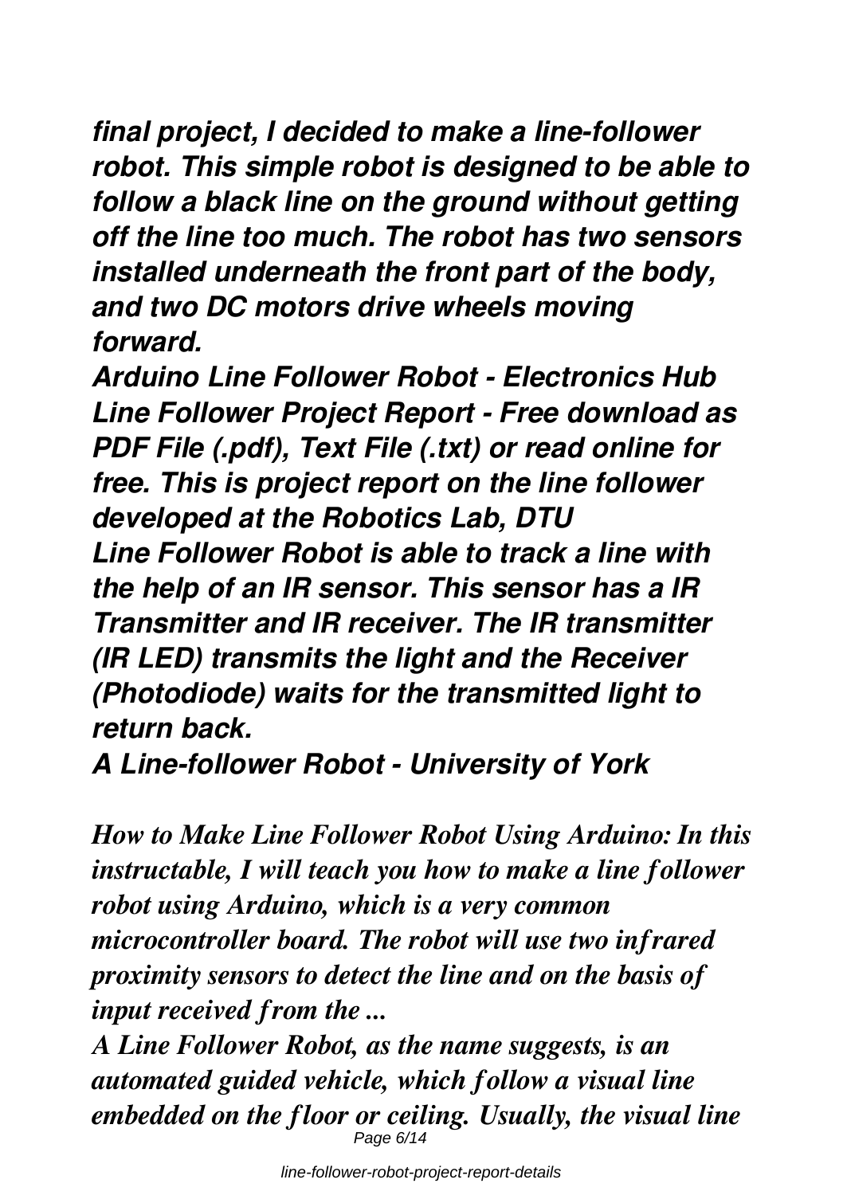***final project, I decided to make a line-follower robot. This simple robot is designed to be able to follow a black line on the ground without getting off the line too much. The robot has two sensors installed underneath the front part of the body, and two DC motors drive wheels moving forward.***

***Arduino Line Follower Robot - Electronics Hub***

***Line Follower Project Report - Free download as PDF File (.pdf), Text File (.txt) or read online for free. This is project report on the line follower developed at the Robotics Lab, DTU***

***Line Follower Robot is able to track a line with the help of an IR sensor. This sensor has a IR Transmitter and IR receiver. The IR transmitter (IR LED) transmits the light and the Receiver (Photodiode) waits for the transmitted light to return back.***

***A Line-follower Robot - University of York***

***How to Make Line Follower Robot Using Arduino: In this instructable, I will teach you how to make a line follower robot using Arduino, which is a very common microcontroller board. The robot will use two infrared proximity sensors to detect the line and on the basis of input received from the ...***

***A Line Follower Robot, as the name suggests, is an automated guided vehicle, which follow a visual line embedded on the floor or ceiling. Usually, the visual line***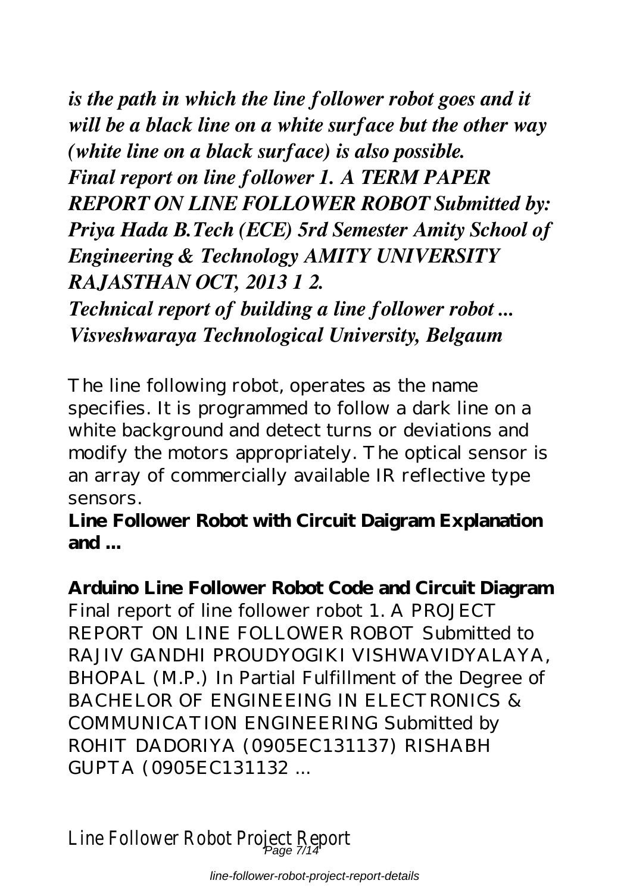*is the path in which the line follower robot goes and it will be a black line on a white surface but the other way (white line on a black surface) is also possible.*

***Final report on line follower 1. A TERM PAPER REPORT ON LINE FOLLOWER ROBOT Submitted by: Priya Hada B.Tech (ECE) 5rd Semester Amity School of Engineering & Technology AMITY UNIVERSITY RAJASTHAN OCT, 2013 1 2.***

***Technical report of building a line follower robot ... Visveshwaraya Technological University, Belgaum***

The line following robot, operates as the name specifies. It is programmed to follow a dark line on a white background and detect turns or deviations and modify the motors appropriately. The optical sensor is an array of commercially available IR reflective type sensors.

**Line Follower Robot with Circuit Daigram Explanation and ...**

**Arduino Line Follower Robot Code and Circuit Diagram**

Final report of line follower robot 1. A PROJECT REPORT ON LINE FOLLOWER ROBOT Submitted to RAJIV GANDHI PROUDYOGIKI VISHWAVIDYALAYA, BHOPAL (M.P.) In Partial Fulfillment of the Degree of BACHELOR OF ENGINEEING IN ELECTRONICS & COMMUNICATION ENGINEERING Submitted by ROHIT DADORIYA (0905EC131137) RISHABH GUPTA (0905EC131132 ...

Line Follower Robot Project Report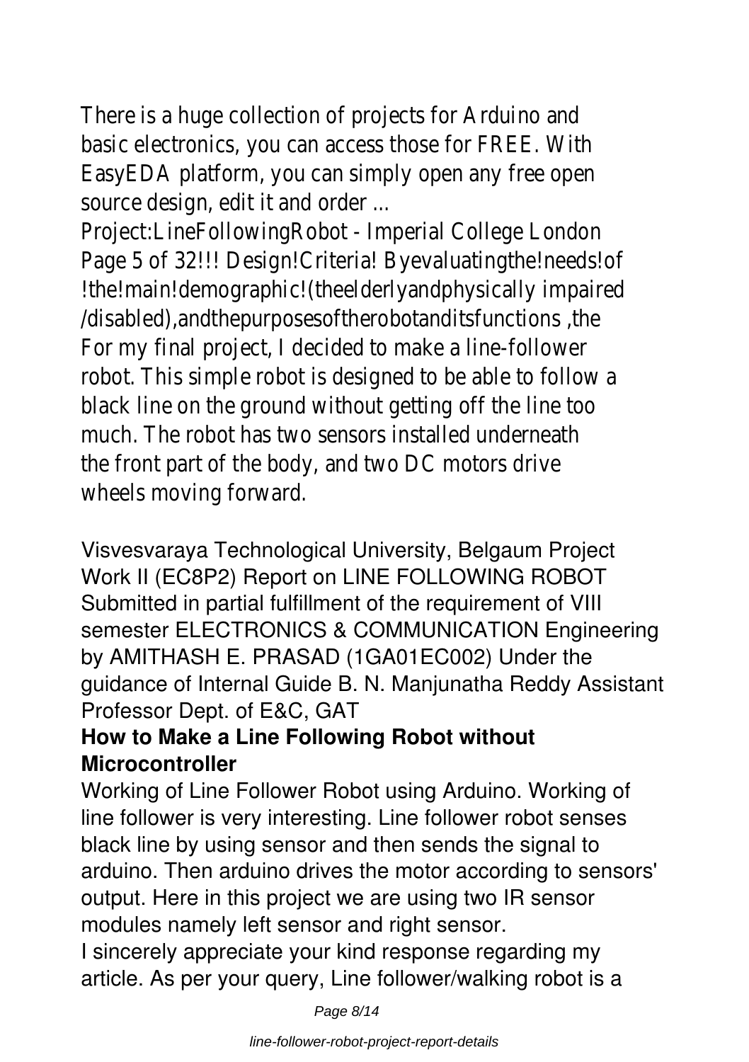There is a huge collection of projects for Arduino and basic electronics, you can access those for FREE. With EasyEDA platform, you can simply open any free open source design, edit it and order ...

Project:LineFollowingRobot - Imperial College London Page 5 of 32!!! Design!Criteria! Byevaluatingthe!needs!of !the!main!demographic!(theelderlyandphysically impaired /disabled),andthepurposesoftherobotanditsfunctions ,the For my final project, I decided to make a line-follower robot. This simple robot is designed to be able to follow a black line on the ground without getting off the line too much. The robot has two sensors installed underneath the front part of the body, and two DC motors drive wheels moving forward.

Visvesvaraya Technological University, Belgaum Project Work II (EC8P2) Report on LINE FOLLOWING ROBOT Submitted in partial fulfillment of the requirement of VIII semester ELECTRONICS & COMMUNICATION Engineering by AMITHASH E. PRASAD (1GA01EC002) Under the guidance of Internal Guide B. N. Manjunatha Reddy Assistant Professor Dept. of E&C, GAT

**How to Make a Line Following Robot without Microcontroller**

Working of Line Follower Robot using Arduino. Working of line follower is very interesting. Line follower robot senses black line by using sensor and then sends the signal to arduino. Then arduino drives the motor according to sensors' output. Here in this project we are using two IR sensor modules namely left sensor and right sensor.

I sincerely appreciate your kind response regarding my article. As per your query, Line follower/walking robot is a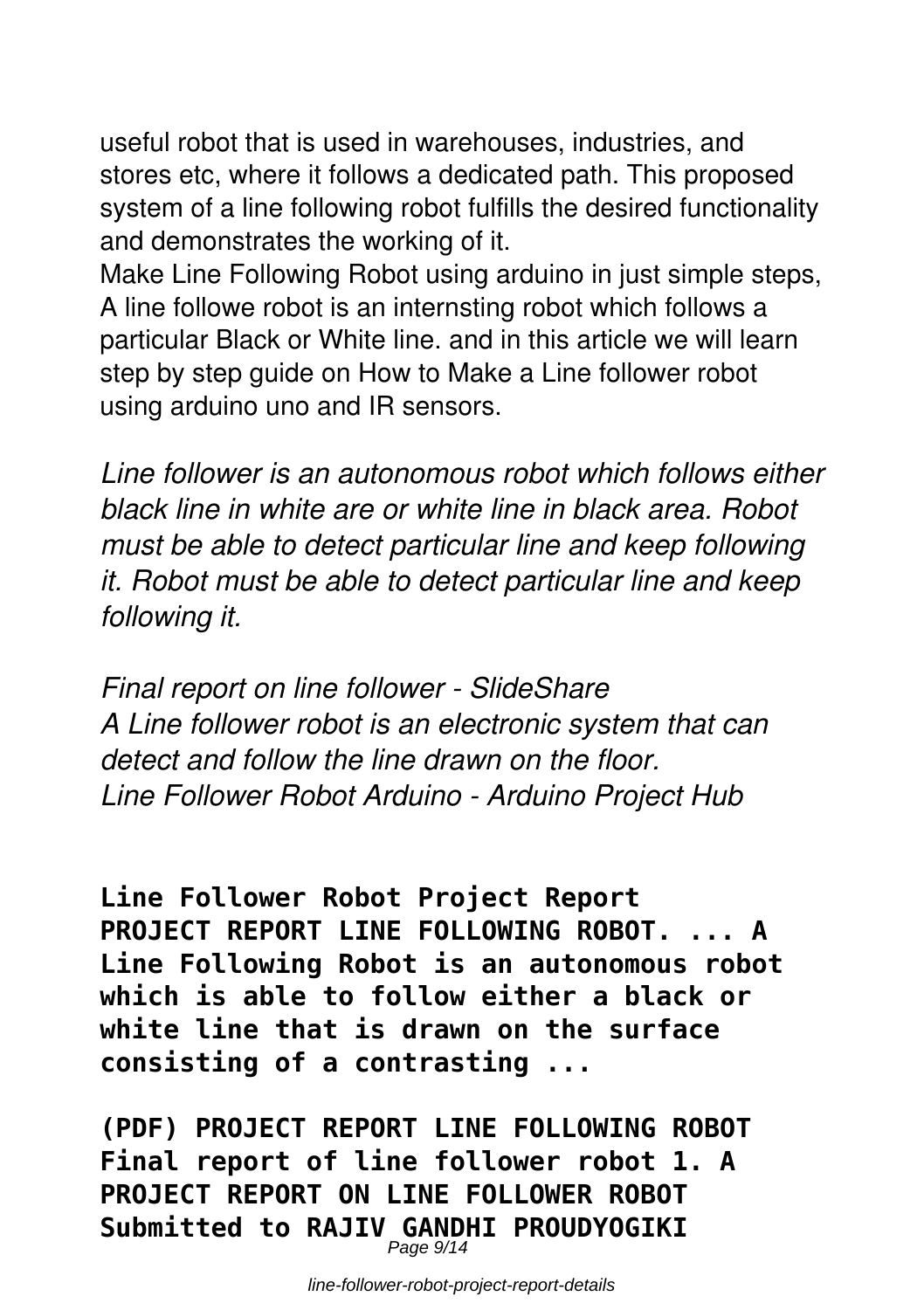useful robot that is used in warehouses, industries, and stores etc, where it follows a dedicated path. This proposed system of a line following robot fulfills the desired functionality and demonstrates the working of it.

Make Line Following Robot using arduino in just simple steps, A line followe robot is an internsting robot which follows a particular Black or White line. and in this article we will learn step by step guide on How to Make a Line follower robot using arduino uno and IR sensors.

*Line follower is an autonomous robot which follows either black line in white are or white line in black area. Robot must be able to detect particular line and keep following it. Robot must be able to detect particular line and keep following it.*

*Final report on line follower - SlideShare*
*A Line follower robot is an electronic system that can detect and follow the line drawn on the floor.*
*Line Follower Robot Arduino - Arduino Project Hub*

**Line Follower Robot Project Report**
**PROJECT REPORT LINE FOLLOWING ROBOT. ... A Line Following Robot is an autonomous robot which is able to follow either a black or white line that is drawn on the surface consisting of a contrasting ...**

**(PDF) PROJECT REPORT LINE FOLLOWING ROBOT**
**Final report of line follower robot 1. A PROJECT REPORT ON LINE FOLLOWER ROBOT Submitted to RAJIV GANDHI PROUDYOGIKI**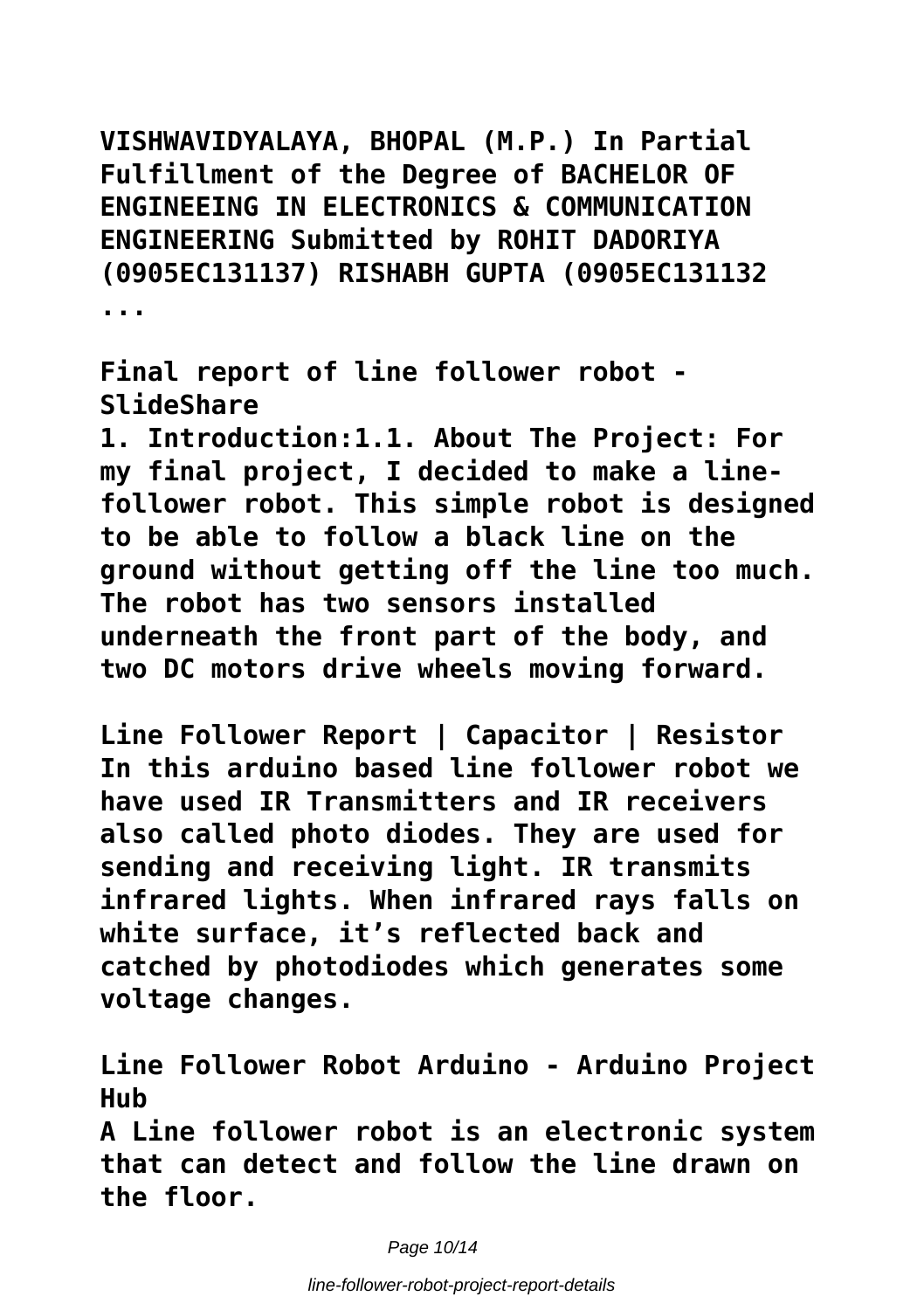VISHWAVIDYALAYA, BHOPAL (M.P.) In Partial Fulfillment of the Degree of BACHELOR OF ENGINEEING IN ELECTRONICS & COMMUNICATION ENGINEERING Submitted by ROHIT DADORIYA (0905EC131137) RISHABH GUPTA (0905EC131132 ...

**Final report of line follower robot - SlideShare**

1. Introduction:1.1. About The Project: For my final project, I decided to make a line-follower robot. This simple robot is designed to be able to follow a black line on the ground without getting off the line too much. The robot has two sensors installed underneath the front part of the body, and two DC motors drive wheels moving forward.

**Line Follower Report | Capacitor | Resistor**

In this arduino based line follower robot we have used IR Transmitters and IR receivers also called photo diodes. They are used for sending and receiving light. IR transmits infrared lights. When infrared rays falls on white surface, it's reflected back and catched by photodiodes which generates some voltage changes.

**Line Follower Robot Arduino - Arduino Project Hub**

A Line follower robot is an electronic system that can detect and follow the line drawn on the floor.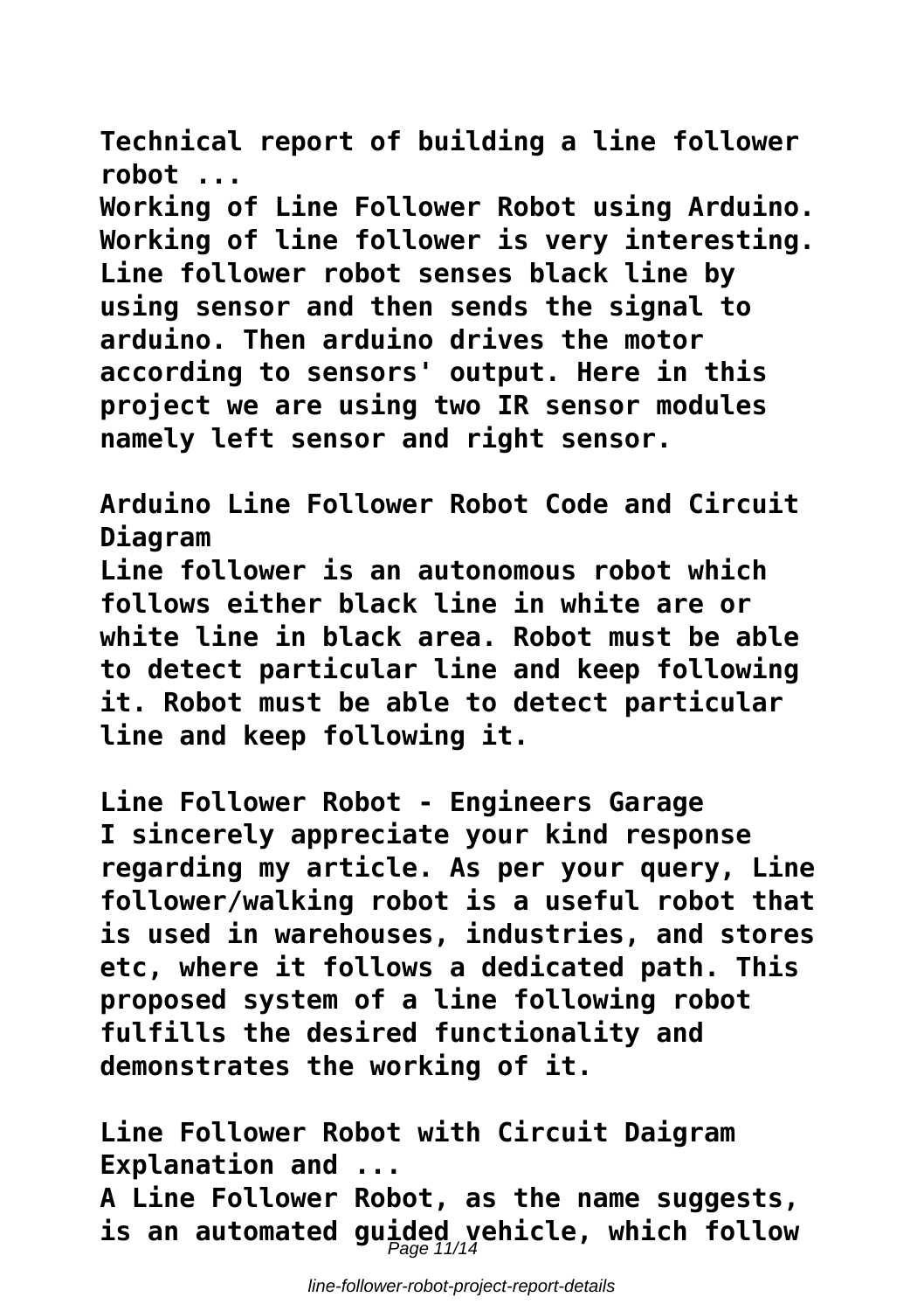**Technical report of building a line follower robot ...**

**Working of Line Follower Robot using Arduino. Working of line follower is very interesting. Line follower robot senses black line by using sensor and then sends the signal to arduino. Then arduino drives the motor according to sensors' output. Here in this project we are using two IR sensor modules namely left sensor and right sensor.**

**Arduino Line Follower Robot Code and Circuit Diagram**

**Line follower is an autonomous robot which follows either black line in white are or white line in black area. Robot must be able to detect particular line and keep following it. Robot must be able to detect particular line and keep following it.**

**Line Follower Robot - Engineers Garage**

**I sincerely appreciate your kind response regarding my article. As per your query, Line follower/walking robot is a useful robot that is used in warehouses, industries, and stores etc, where it follows a dedicated path. This proposed system of a line following robot fulfills the desired functionality and demonstrates the working of it.**

**Line Follower Robot with Circuit Daigram Explanation and ...**

**A Line Follower Robot, as the name suggests, is an automated guided vehicle, which follow**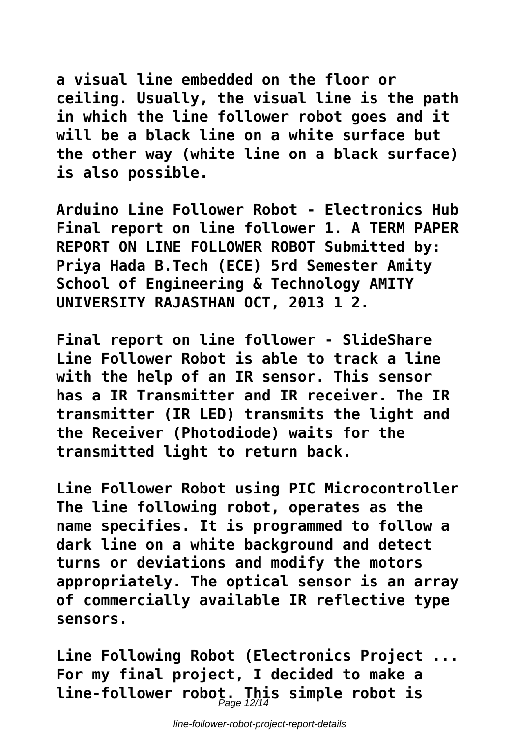**a visual line embedded on the floor or ceiling. Usually, the visual line is the path in which the line follower robot goes and it will be a black line on a white surface but the other way (white line on a black surface) is also possible.**

**Arduino Line Follower Robot - Electronics Hub Final report on line follower 1. A TERM PAPER REPORT ON LINE FOLLOWER ROBOT Submitted by: Priya Hada B.Tech (ECE) 5rd Semester Amity School of Engineering & Technology AMITY UNIVERSITY RAJASTHAN OCT, 2013 1 2.**

**Final report on line follower - SlideShare Line Follower Robot is able to track a line with the help of an IR sensor. This sensor has a IR Transmitter and IR receiver. The IR transmitter (IR LED) transmits the light and the Receiver (Photodiode) waits for the transmitted light to return back.**

**Line Follower Robot using PIC Microcontroller The line following robot, operates as the name specifies. It is programmed to follow a dark line on a white background and detect turns or deviations and modify the motors appropriately. The optical sensor is an array of commercially available IR reflective type sensors.**

**Line Following Robot (Electronics Project ... For my final project, I decided to make a line-follower robot. This simple robot is**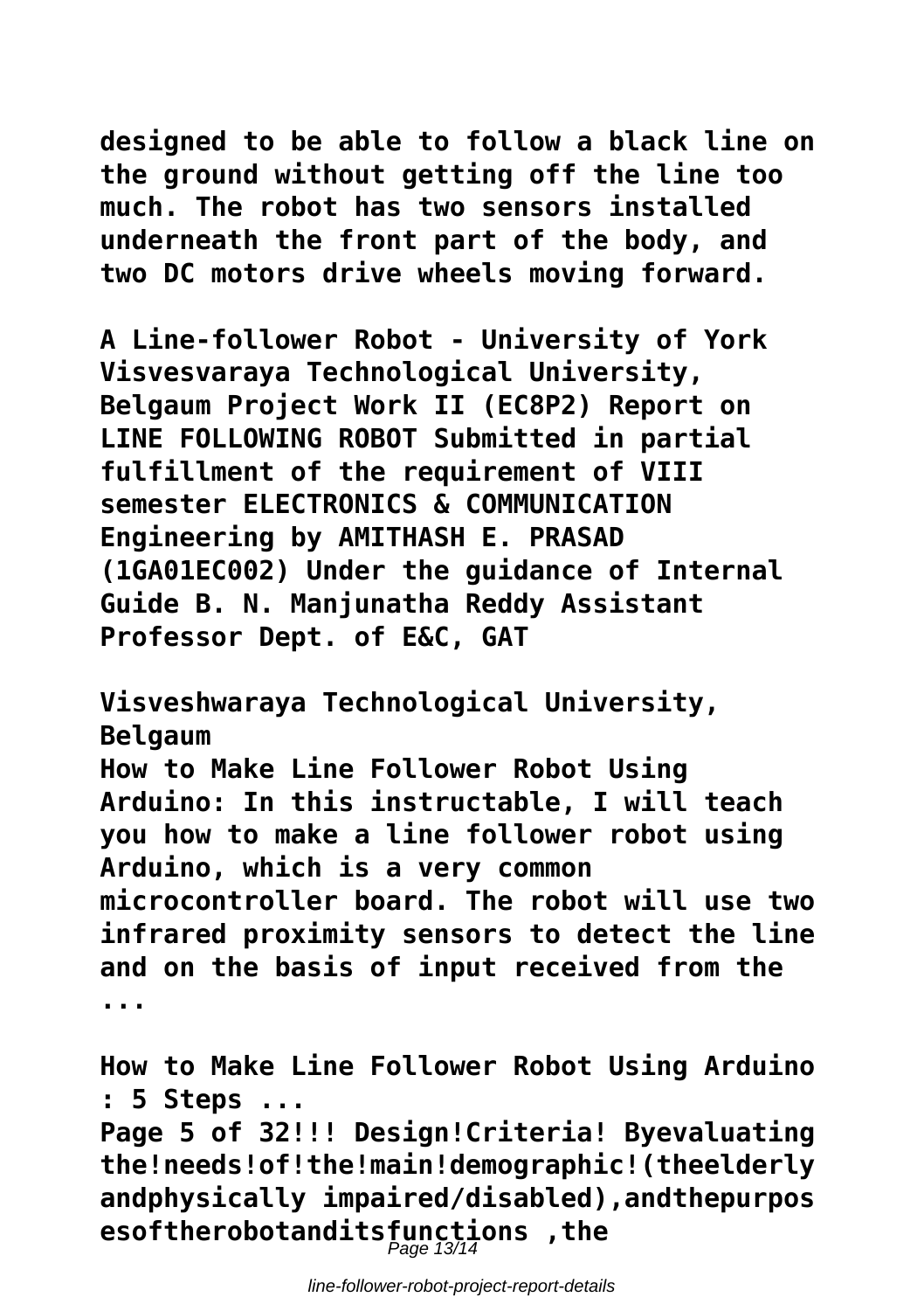**designed to be able to follow a black line on the ground without getting off the line too much. The robot has two sensors installed underneath the front part of the body, and two DC motors drive wheels moving forward.**

**A Line-follower Robot - University of York Visvesvaraya Technological University, Belgaum Project Work II (EC8P2) Report on LINE FOLLOWING ROBOT Submitted in partial fulfillment of the requirement of VIII semester ELECTRONICS & COMMUNICATION Engineering by AMITHASH E. PRASAD (1GA01EC002) Under the guidance of Internal Guide B. N. Manjunatha Reddy Assistant Professor Dept. of E&C, GAT**

**Visveshwaraya Technological University, Belgaum**

**How to Make Line Follower Robot Using Arduino: In this instructable, I will teach you how to make a line follower robot using Arduino, which is a very common microcontroller board. The robot will use two infrared proximity sensors to detect the line and on the basis of input received from the ...**

**How to Make Line Follower Robot Using Arduino : 5 Steps ...**

**Page 5 of 32!!! Design!Criteria! Byevaluating the!needs!of!the!main!demographic!(theelderly andphysically impaired/disabled),andthepurpos esoftherobotanditsfunctions ,the**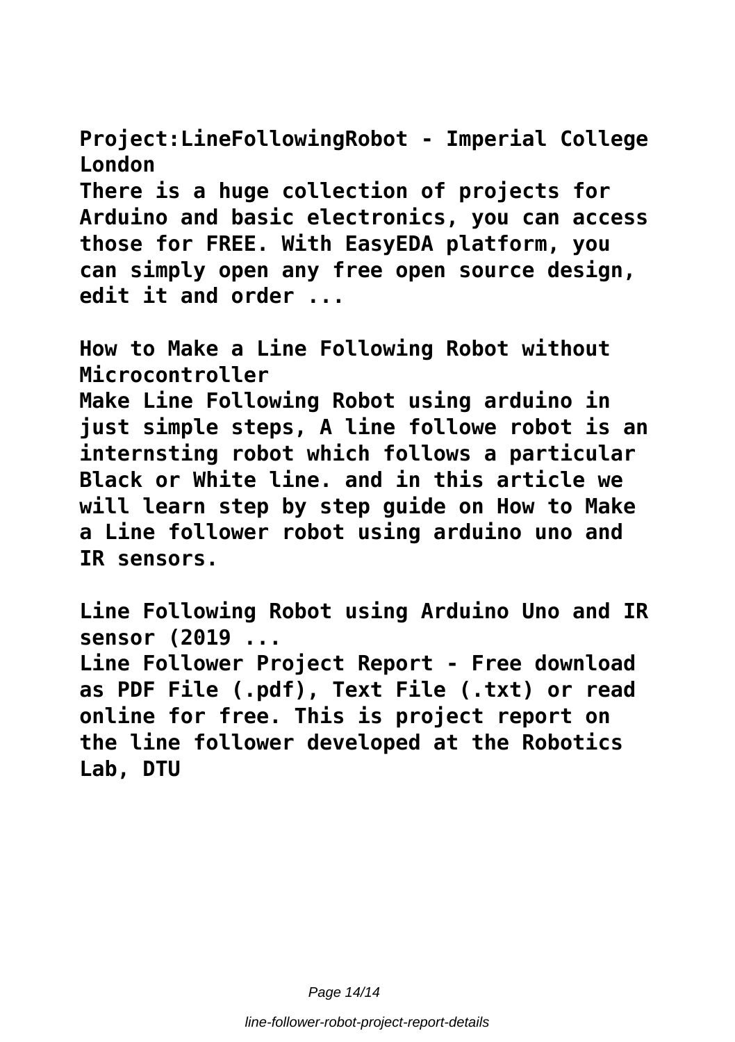**Project:LineFollowingRobot - Imperial College London**

**There is a huge collection of projects for Arduino and basic electronics, you can access those for FREE. With EasyEDA platform, you can simply open any free open source design, edit it and order ...**

**How to Make a Line Following Robot without Microcontroller**

**Make Line Following Robot using arduino in just simple steps, A line followe robot is an internsting robot which follows a particular Black or White line. and in this article we will learn step by step guide on How to Make a Line follower robot using arduino uno and IR sensors.**

**Line Following Robot using Arduino Uno and IR sensor (2019 ...**

**Line Follower Project Report - Free download as PDF File (.pdf), Text File (.txt) or read online for free. This is project report on the line follower developed at the Robotics Lab, DTU**